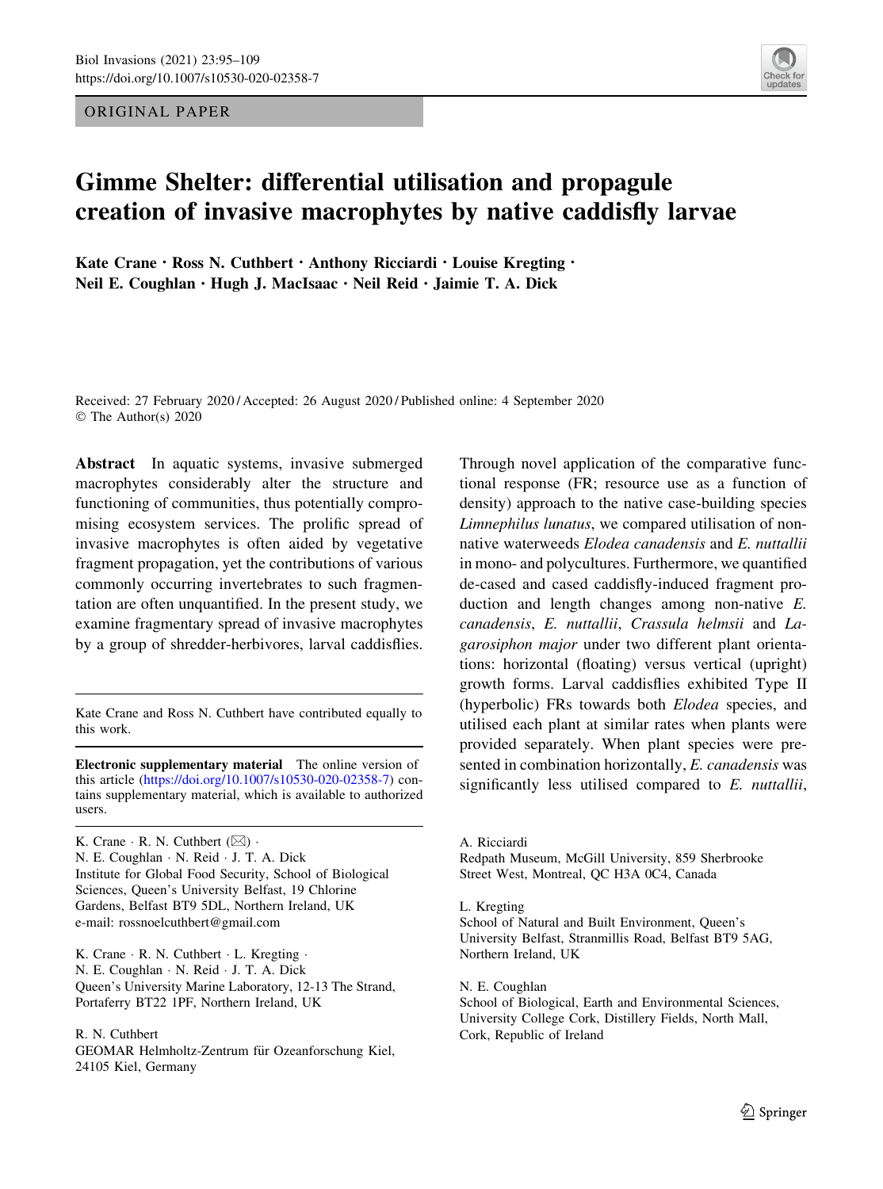ORIGINAL PAPER

# Gimme Shelter: differential utilisation and propagule creation of invasive macrophytes by native caddisfly larvae

**Kate Crane · Ross N. Cuthbert · Anthony Ricciardi · Louise Kregting · Neil E. Coughlan · Hugh J. MacIsaac · Neil Reid · Jaimie T. A. Dick**

Received: 27 February 2020 / Accepted: 26 August 2020 / Published online: 4 September 2020
© The Author(s) 2020

**Abstract** In aquatic systems, invasive submerged macrophytes considerably alter the structure and functioning of communities, thus potentially compromising ecosystem services. The prolific spread of invasive macrophytes is often aided by vegetative fragment propagation, yet the contributions of various commonly occurring invertebrates to such fragmentation are often unquantified. In the present study, we examine fragmentary spread of invasive macrophytes by a group of shredder-herbivores, larval caddisflies. Through novel application of the comparative functional response (FR; resource use as a function of density) approach to the native case-building species *Limnephilus lunatus*, we compared utilisation of non-native waterweeds *Elodea canadensis* and *E. nuttallii* in mono- and polycultures. Furthermore, we quantified de-cased and cased caddisfly-induced fragment production and length changes among non-native *E. canadensis*, *E. nuttallii*, *Crassula helmsii* and *Lagarosiphon major* under two different plant orientations: horizontal (floating) versus vertical (upright) growth forms. Larval caddisflies exhibited Type II (hyperbolic) FRs towards both *Elodea* species, and utilised each plant at similar rates when plants were provided separately. When plant species were presented in combination horizontally, *E. canadensis* was significantly less utilised compared to *E. nuttallii*,

Kate Crane and Ross N. Cuthbert have contributed equally to this work.

**Electronic supplementary material** The online version of this article (https://doi.org/10.1007/s10530-020-02358-7) contains supplementary material, which is available to authorized users.

K. Crane · R. N. Cuthbert (✉) · N. E. Coughlan · N. Reid · J. T. A. Dick
Institute for Global Food Security, School of Biological Sciences, Queen's University Belfast, 19 Chlorine Gardens, Belfast BT9 5DL, Northern Ireland, UK
e-mail: rossnoelcuthbert@gmail.com

K. Crane · R. N. Cuthbert · L. Kregting · N. E. Coughlan · N. Reid · J. T. A. Dick
Queen's University Marine Laboratory, 12-13 The Strand, Portaferry BT22 1PF, Northern Ireland, UK

R. N. Cuthbert
GEOMAR Helmholtz-Zentrum für Ozeanforschung Kiel, 24105 Kiel, Germany

A. Ricciardi
Redpath Museum, McGill University, 859 Sherbrooke Street West, Montreal, QC H3A 0C4, Canada

L. Kregting
School of Natural and Built Environment, Queen's University Belfast, Stranmillis Road, Belfast BT9 5AG, Northern Ireland, UK

N. E. Coughlan
School of Biological, Earth and Environmental Sciences, University College Cork, Distillery Fields, North Mall, Cork, Republic of Ireland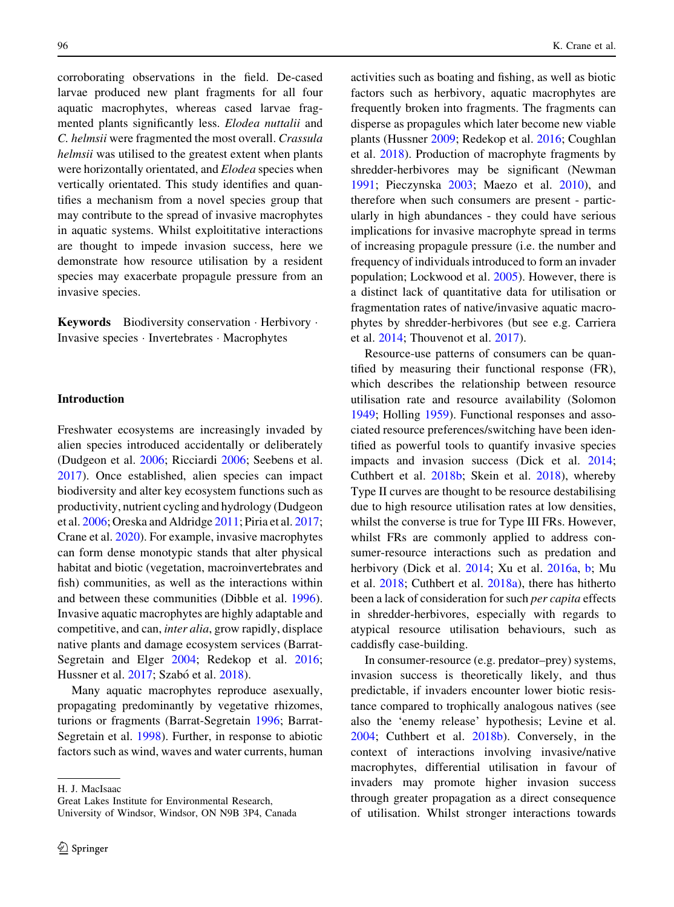corroborating observations in the field. De-cased larvae produced new plant fragments for all four aquatic macrophytes, whereas cased larvae fragmented plants significantly less. *Elodea nuttalii* and *C. helmsii* were fragmented the most overall. *Crassula helmsii* was utilised to the greatest extent when plants were horizontally orientated, and *Elodea* species when vertically orientated. This study identifies and quantifies a mechanism from a novel species group that may contribute to the spread of invasive macrophytes in aquatic systems. Whilst exploititative interactions are thought to impede invasion success, here we demonstrate how resource utilisation by a resident species may exacerbate propagule pressure from an invasive species.

**Keywords** Biodiversity conservation · Herbivory · Invasive species · Invertebrates · Macrophytes

## Introduction

Freshwater ecosystems are increasingly invaded by alien species introduced accidentally or deliberately (Dudgeon et al. 2006; Ricciardi 2006; Seebens et al. 2017). Once established, alien species can impact biodiversity and alter key ecosystem functions such as productivity, nutrient cycling and hydrology (Dudgeon et al. 2006; Oreska and Aldridge 2011; Piria et al. 2017; Crane et al. 2020). For example, invasive macrophytes can form dense monotypic stands that alter physical habitat and biotic (vegetation, macroinvertebrates and fish) communities, as well as the interactions within and between these communities (Dibble et al. 1996). Invasive aquatic macrophytes are highly adaptable and competitive, and can, *inter alia*, grow rapidly, displace native plants and damage ecosystem services (Barrat-Segretain and Elger 2004; Redekop et al. 2016; Hussner et al. 2017; Szabó et al. 2018).

Many aquatic macrophytes reproduce asexually, propagating predominantly by vegetative rhizomes, turions or fragments (Barrat-Segretain 1996; Barrat-Segretain et al. 1998). Further, in response to abiotic factors such as wind, waves and water currents, human activities such as boating and fishing, as well as biotic factors such as herbivory, aquatic macrophytes are frequently broken into fragments. The fragments can disperse as propagules which later become new viable plants (Hussner 2009; Redekop et al. 2016; Coughlan et al. 2018). Production of macrophyte fragments by shredder-herbivores may be significant (Newman 1991; Pieczynska 2003; Maezo et al. 2010), and therefore when such consumers are present - particularly in high abundances - they could have serious implications for invasive macrophyte spread in terms of increasing propagule pressure (i.e. the number and frequency of individuals introduced to form an invader population; Lockwood et al. 2005). However, there is a distinct lack of quantitative data for utilisation or fragmentation rates of native/invasive aquatic macrophytes by shredder-herbivores (but see e.g. Carriera et al. 2014; Thouvenot et al. 2017).

Resource-use patterns of consumers can be quantified by measuring their functional response (FR), which describes the relationship between resource utilisation rate and resource availability (Solomon 1949; Holling 1959). Functional responses and associated resource preferences/switching have been identified as powerful tools to quantify invasive species impacts and invasion success (Dick et al. 2014; Cuthbert et al. 2018b; Skein et al. 2018), whereby Type II curves are thought to be resource destabilising due to high resource utilisation rates at low densities, whilst the converse is true for Type III FRs. However, whilst FRs are commonly applied to address consumer-resource interactions such as predation and herbivory (Dick et al. 2014; Xu et al. 2016a, b; Mu et al. 2018; Cuthbert et al. 2018a), there has hitherto been a lack of consideration for such *per capita* effects in shredder-herbivores, especially with regards to atypical resource utilisation behaviours, such as caddisfly case-building.

In consumer-resource (e.g. predator–prey) systems, invasion success is theoretically likely, and thus predictable, if invaders encounter lower biotic resistance compared to trophically analogous natives (see also the 'enemy release' hypothesis; Levine et al. 2004; Cuthbert et al. 2018b). Conversely, in the context of interactions involving invasive/native macrophytes, differential utilisation in favour of invaders may promote higher invasion success through greater propagation as a direct consequence of utilisation. Whilst stronger interactions towards

---

H. J. MacIsaac
Great Lakes Institute for Environmental Research, University of Windsor, Windsor, ON N9B 3P4, Canada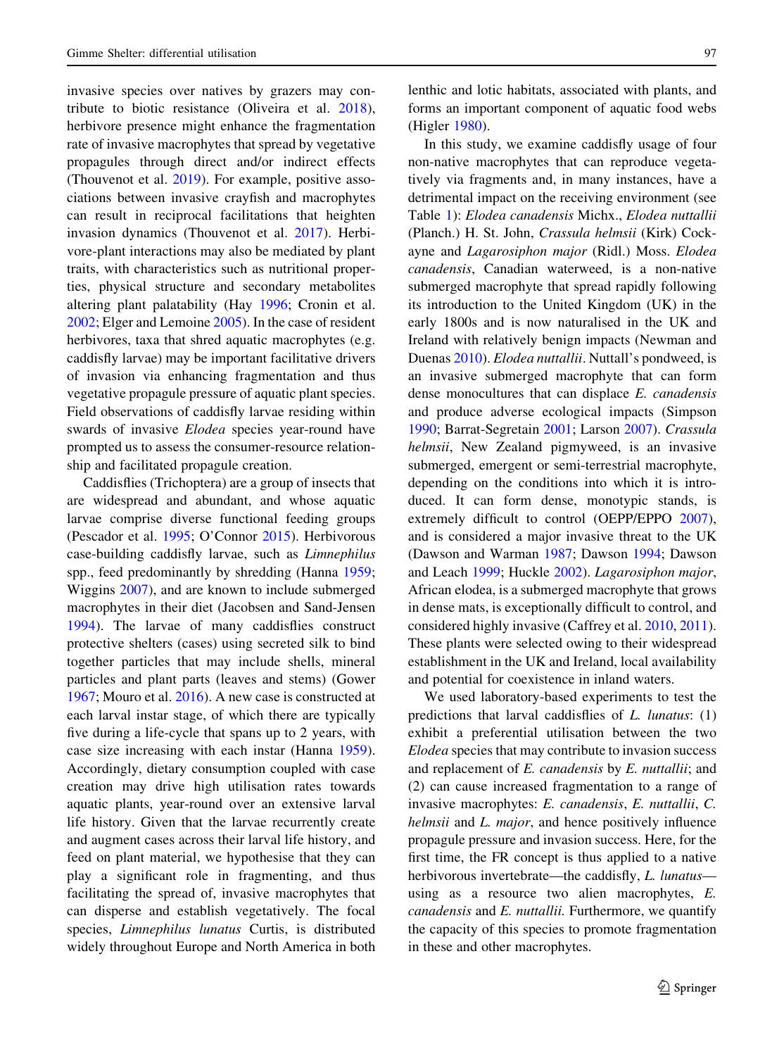invasive species over natives by grazers may contribute to biotic resistance (Oliveira et al. 2018), herbivore presence might enhance the fragmentation rate of invasive macrophytes that spread by vegetative propagules through direct and/or indirect effects (Thouvenot et al. 2019). For example, positive associations between invasive crayfish and macrophytes can result in reciprocal facilitations that heighten invasion dynamics (Thouvenot et al. 2017). Herbivore-plant interactions may also be mediated by plant traits, with characteristics such as nutritional properties, physical structure and secondary metabolites altering plant palatability (Hay 1996; Cronin et al. 2002; Elger and Lemoine 2005). In the case of resident herbivores, taxa that shred aquatic macrophytes (e.g. caddisfly larvae) may be important facilitative drivers of invasion via enhancing fragmentation and thus vegetative propagule pressure of aquatic plant species. Field observations of caddisfly larvae residing within swards of invasive *Elodea* species year-round have prompted us to assess the consumer-resource relationship and facilitated propagule creation.

Caddisflies (Trichoptera) are a group of insects that are widespread and abundant, and whose aquatic larvae comprise diverse functional feeding groups (Pescador et al. 1995; O'Connor 2015). Herbivorous case-building caddisfly larvae, such as *Limnephilus* spp., feed predominantly by shredding (Hanna 1959; Wiggins 2007), and are known to include submerged macrophytes in their diet (Jacobsen and Sand-Jensen 1994). The larvae of many caddisflies construct protective shelters (cases) using secreted silk to bind together particles that may include shells, mineral particles and plant parts (leaves and stems) (Gower 1967; Mouro et al. 2016). A new case is constructed at each larval instar stage, of which there are typically five during a life-cycle that spans up to 2 years, with case size increasing with each instar (Hanna 1959). Accordingly, dietary consumption coupled with case creation may drive high utilisation rates towards aquatic plants, year-round over an extensive larval life history. Given that the larvae recurrently create and augment cases across their larval life history, and feed on plant material, we hypothesise that they can play a significant role in fragmenting, and thus facilitating the spread of, invasive macrophytes that can disperse and establish vegetatively. The focal species, *Limnephilus lunatus* Curtis, is distributed widely throughout Europe and North America in both lenthic and lotic habitats, associated with plants, and forms an important component of aquatic food webs (Higler 1980).

In this study, we examine caddisfly usage of four non-native macrophytes that can reproduce vegetatively via fragments and, in many instances, have a detrimental impact on the receiving environment (see Table 1): *Elodea canadensis* Michx., *Elodea nuttallii* (Planch.) H. St. John, *Crassula helmsii* (Kirk) Cockayne and *Lagarosiphon major* (Ridl.) Moss. *Elodea canadensis*, Canadian waterweed, is a non-native submerged macrophyte that spread rapidly following its introduction to the United Kingdom (UK) in the early 1800s and is now naturalised in the UK and Ireland with relatively benign impacts (Newman and Duenas 2010). *Elodea nuttallii*. Nuttall's pondweed, is an invasive submerged macrophyte that can form dense monocultures that can displace *E. canadensis* and produce adverse ecological impacts (Simpson 1990; Barrat-Segretain 2001; Larson 2007). *Crassula helmsii*, New Zealand pigmyweed, is an invasive submerged, emergent or semi-terrestrial macrophyte, depending on the conditions into which it is introduced. It can form dense, monotypic stands, is extremely difficult to control (OEPP/EPPO 2007), and is considered a major invasive threat to the UK (Dawson and Warman 1987; Dawson 1994; Dawson and Leach 1999; Huckle 2002). *Lagarosiphon major*, African elodea, is a submerged macrophyte that grows in dense mats, is exceptionally difficult to control, and considered highly invasive (Caffrey et al. 2010, 2011). These plants were selected owing to their widespread establishment in the UK and Ireland, local availability and potential for coexistence in inland waters.

We used laboratory-based experiments to test the predictions that larval caddisflies of *L. lunatus*: (1) exhibit a preferential utilisation between the two *Elodea* species that may contribute to invasion success and replacement of *E. canadensis* by *E. nuttallii*; and (2) can cause increased fragmentation to a range of invasive macrophytes: *E. canadensis*, *E. nuttallii*, *C. helmsii* and *L. major*, and hence positively influence propagule pressure and invasion success. Here, for the first time, the FR concept is thus applied to a native herbivorous invertebrate—the caddisfly, *L. lunatus*—using as a resource two alien macrophytes, *E. canadensis* and *E. nuttallii.* Furthermore, we quantify the capacity of this species to promote fragmentation in these and other macrophytes.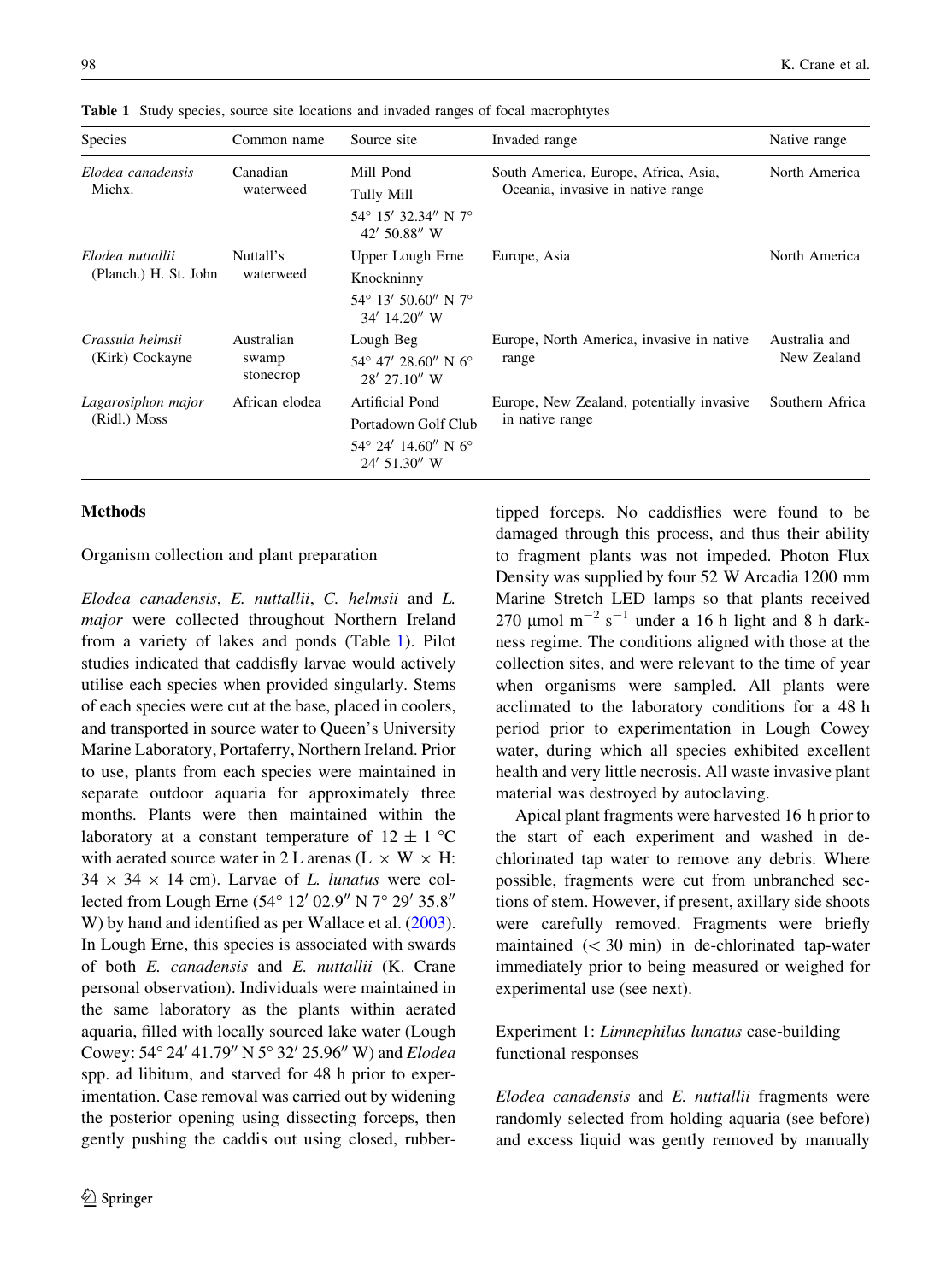**Table 1** Study species, source site locations and invaded ranges of focal macrophtytes

| Species | Common name | Source site | Invaded range | Native range |
|---|---|---|---|---|
| *Elodea canadensis* Michx. | Canadian waterweed | Mill Pond<br>Tully Mill<br>54° 15′ 32.34″ N 7° 42′ 50.88″ W | South America, Europe, Africa, Asia, Oceania, invasive in native range | North America |
| *Elodea nuttallii* (Planch.) H. St. John | Nuttall's waterweed | Upper Lough Erne<br>Knockninny<br>54° 13′ 50.60″ N 7° 34′ 14.20″ W | Europe, Asia | North America |
| *Crassula helmsii* (Kirk) Cockayne | Australian swamp stonecrop | Lough Beg<br>54° 47′ 28.60″ N 6° 28′ 27.10″ W | Europe, North America, invasive in native range | Australia and New Zealand |
| *Lagarosiphon major* (Ridl.) Moss | African elodea | Artificial Pond<br>Portadown Golf Club<br>54° 24′ 14.60″ N 6° 24′ 51.30″ W | Europe, New Zealand, potentially invasive in native range | Southern Africa |

## Methods

### Organism collection and plant preparation

*Elodea canadensis*, *E. nuttallii*, *C. helmsii* and *L. major* were collected throughout Northern Ireland from a variety of lakes and ponds (Table 1). Pilot studies indicated that caddisfly larvae would actively utilise each species when provided singularly. Stems of each species were cut at the base, placed in coolers, and transported in source water to Queen's University Marine Laboratory, Portaferry, Northern Ireland. Prior to use, plants from each species were maintained in separate outdoor aquaria for approximately three months. Plants were then maintained within the laboratory at a constant temperature of 12 ± 1 °C with aerated source water in 2 L arenas (L × W × H: 34 × 34 × 14 cm). Larvae of *L. lunatus* were collected from Lough Erne (54° 12′ 02.9″ N 7° 29′ 35.8″ W) by hand and identified as per Wallace et al. (2003). In Lough Erne, this species is associated with swards of both *E. canadensis* and *E. nuttallii* (K. Crane personal observation). Individuals were maintained in the same laboratory as the plants within aerated aquaria, filled with locally sourced lake water (Lough Cowey: 54° 24′ 41.79″ N 5° 32′ 25.96″ W) and *Elodea* spp. ad libitum, and starved for 48 h prior to experimentation. Case removal was carried out by widening the posterior opening using dissecting forceps, then gently pushing the caddis out using closed, rubber-tipped forceps. No caddisflies were found to be damaged through this process, and thus their ability to fragment plants was not impeded. Photon Flux Density was supplied by four 52 W Arcadia 1200 mm Marine Stretch LED lamps so that plants received 270 μmol $m^{-2}$ $s^{-1}$ under a 16 h light and 8 h darkness regime. The conditions aligned with those at the collection sites, and were relevant to the time of year when organisms were sampled. All plants were acclimated to the laboratory conditions for a 48 h period prior to experimentation in Lough Cowey water, during which all species exhibited excellent health and very little necrosis. All waste invasive plant material was destroyed by autoclaving.

Apical plant fragments were harvested 16 h prior to the start of each experiment and washed in de-chlorinated tap water to remove any debris. Where possible, fragments were cut from unbranched sections of stem. However, if present, axillary side shoots were carefully removed. Fragments were briefly maintained (< 30 min) in de-chlorinated tap-water immediately prior to being measured or weighed for experimental use (see next).

### Experiment 1: *Limnephilus lunatus* case-building functional responses

*Elodea canadensis* and *E. nuttallii* fragments were randomly selected from holding aquaria (see before) and excess liquid was gently removed by manually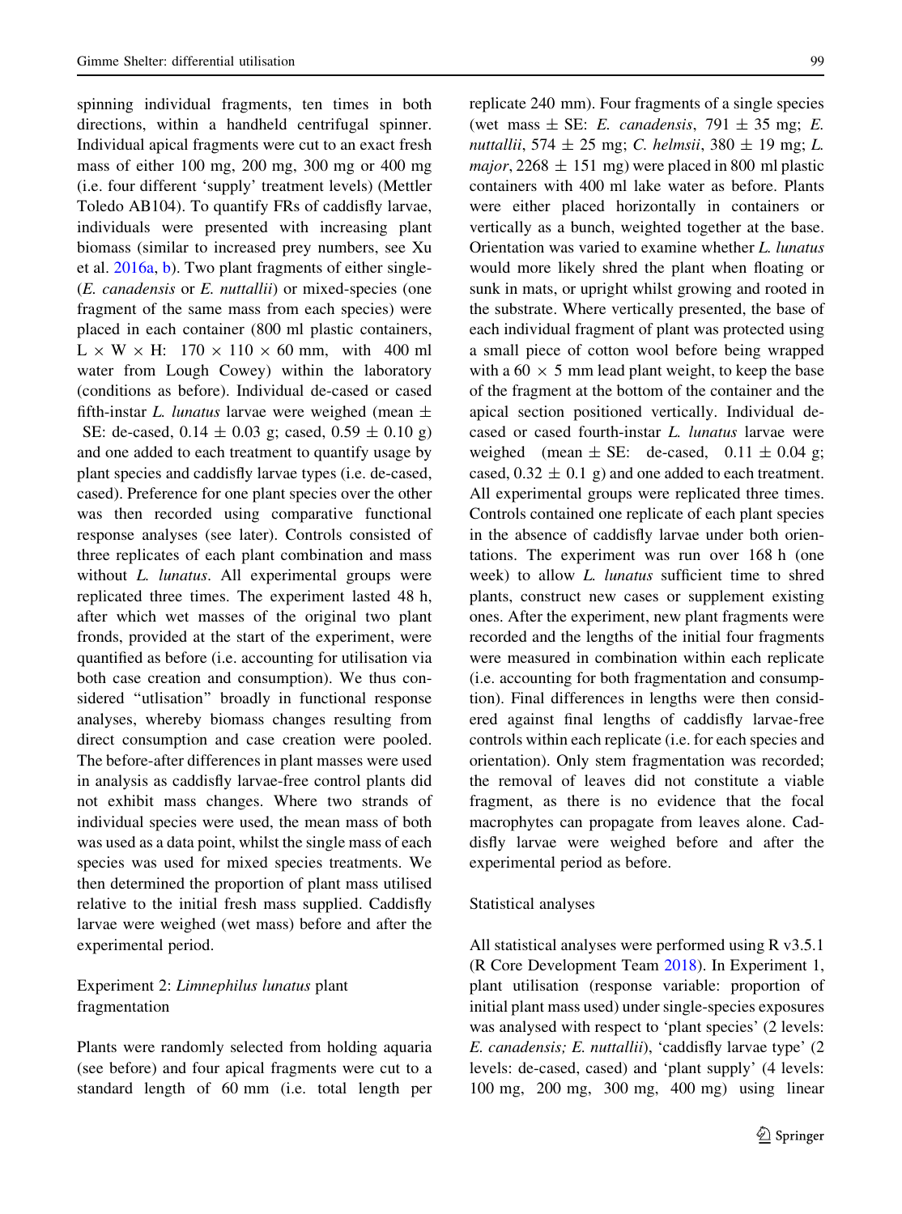spinning individual fragments, ten times in both directions, within a handheld centrifugal spinner. Individual apical fragments were cut to an exact fresh mass of either 100 mg, 200 mg, 300 mg or 400 mg (i.e. four different 'supply' treatment levels) (Mettler Toledo AB104). To quantify FRs of caddisfly larvae, individuals were presented with increasing plant biomass (similar to increased prey numbers, see Xu et al. 2016a, b). Two plant fragments of either single- (*E. canadensis* or *E. nuttallii*) or mixed-species (one fragment of the same mass from each species) were placed in each container (800 ml plastic containers, L × W × H: 170 × 110 × 60 mm, with 400 ml water from Lough Cowey) within the laboratory (conditions as before). Individual de-cased or cased fifth-instar *L. lunatus* larvae were weighed (mean ± SE: de-cased, 0.14 ± 0.03 g; cased, 0.59 ± 0.10 g) and one added to each treatment to quantify usage by plant species and caddisfly larvae types (i.e. de-cased, cased). Preference for one plant species over the other was then recorded using comparative functional response analyses (see later). Controls consisted of three replicates of each plant combination and mass without *L. lunatus*. All experimental groups were replicated three times. The experiment lasted 48 h, after which wet masses of the original two plant fronds, provided at the start of the experiment, were quantified as before (i.e. accounting for utilisation via both case creation and consumption). We thus considered "utlisation" broadly in functional response analyses, whereby biomass changes resulting from direct consumption and case creation were pooled. The before-after differences in plant masses were used in analysis as caddisfly larvae-free control plants did not exhibit mass changes. Where two strands of individual species were used, the mean mass of both was used as a data point, whilst the single mass of each species was used for mixed species treatments. We then determined the proportion of plant mass utilised relative to the initial fresh mass supplied. Caddisfly larvae were weighed (wet mass) before and after the experimental period.

## Experiment 2: *Limnephilus lunatus* plant fragmentation

Plants were randomly selected from holding aquaria (see before) and four apical fragments were cut to a standard length of 60 mm (i.e. total length per replicate 240 mm). Four fragments of a single species (wet mass ± SE: *E. canadensis*, 791 ± 35 mg; *E. nuttallii*, 574 ± 25 mg; *C. helmsii*, 380 ± 19 mg; *L. major*, 2268 ± 151 mg) were placed in 800 ml plastic containers with 400 ml lake water as before. Plants were either placed horizontally in containers or vertically as a bunch, weighted together at the base. Orientation was varied to examine whether *L. lunatus* would more likely shred the plant when floating or sunk in mats, or upright whilst growing and rooted in the substrate. Where vertically presented, the base of each individual fragment of plant was protected using a small piece of cotton wool before being wrapped with a 60 × 5 mm lead plant weight, to keep the base of the fragment at the bottom of the container and the apical section positioned vertically. Individual de-cased or cased fourth-instar *L. lunatus* larvae were weighed (mean ± SE: de-cased, 0.11 ± 0.04 g; cased, 0.32 ± 0.1 g) and one added to each treatment. All experimental groups were replicated three times. Controls contained one replicate of each plant species in the absence of caddisfly larvae under both orientations. The experiment was run over 168 h (one week) to allow *L. lunatus* sufficient time to shred plants, construct new cases or supplement existing ones. After the experiment, new plant fragments were recorded and the lengths of the initial four fragments were measured in combination within each replicate (i.e. accounting for both fragmentation and consumption). Final differences in lengths were then considered against final lengths of caddisfly larvae-free controls within each replicate (i.e. for each species and orientation). Only stem fragmentation was recorded; the removal of leaves did not constitute a viable fragment, as there is no evidence that the focal macrophytes can propagate from leaves alone. Caddisfly larvae were weighed before and after the experimental period as before.

## Statistical analyses

All statistical analyses were performed using R v3.5.1 (R Core Development Team 2018). In Experiment 1, plant utilisation (response variable: proportion of initial plant mass used) under single-species exposures was analysed with respect to 'plant species' (2 levels: *E. canadensis; E. nuttallii*), 'caddisfly larvae type' (2 levels: de-cased, cased) and 'plant supply' (4 levels: 100 mg, 200 mg, 300 mg, 400 mg) using linear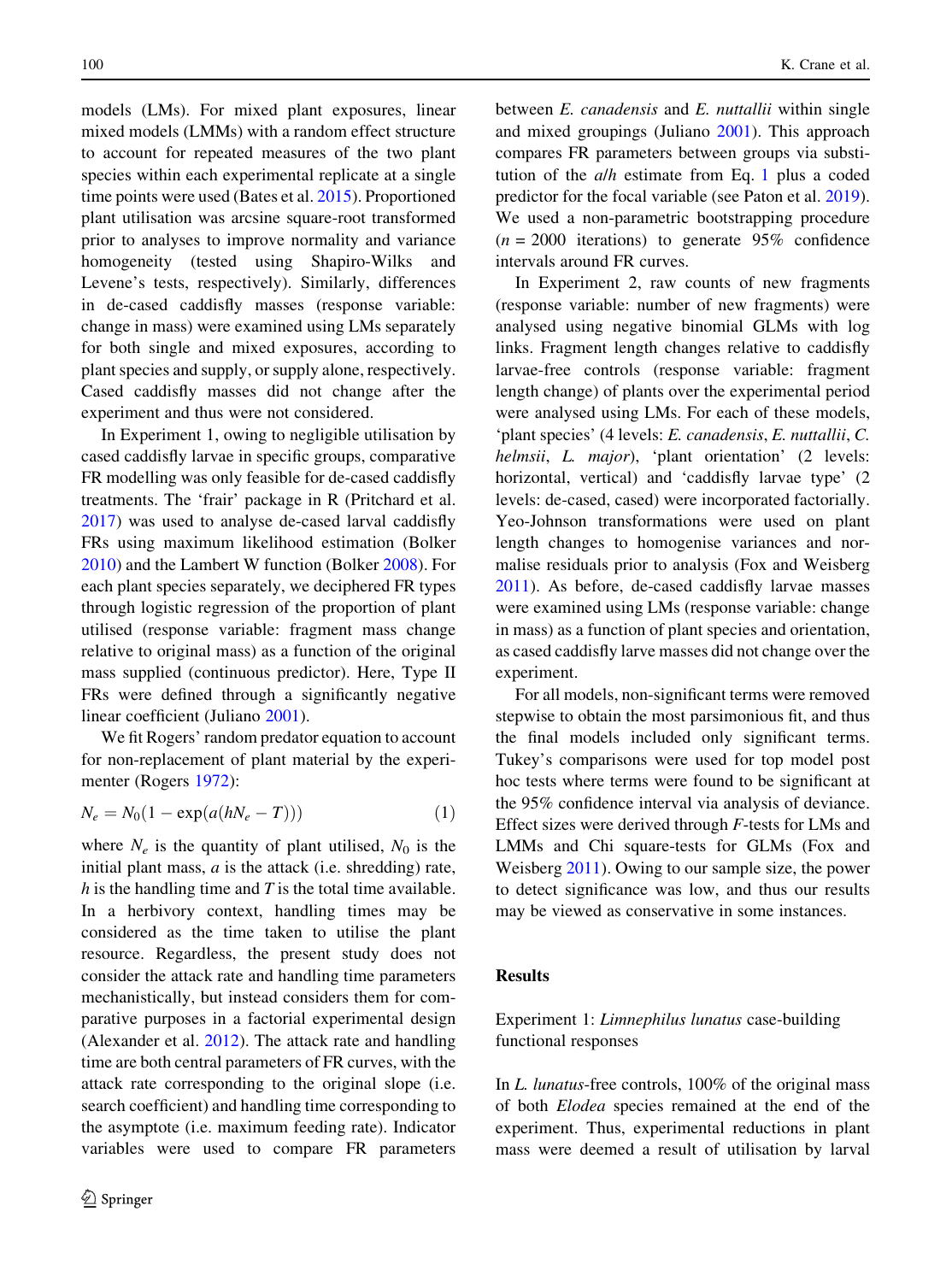models (LMs). For mixed plant exposures, linear mixed models (LMMs) with a random effect structure to account for repeated measures of the two plant species within each experimental replicate at a single time points were used (Bates et al. 2015). Proportioned plant utilisation was arcsine square-root transformed prior to analyses to improve normality and variance homogeneity (tested using Shapiro-Wilks and Levene's tests, respectively). Similarly, differences in de-cased caddisfly masses (response variable: change in mass) were examined using LMs separately for both single and mixed exposures, according to plant species and supply, or supply alone, respectively. Cased caddisfly masses did not change after the experiment and thus were not considered.

In Experiment 1, owing to negligible utilisation by cased caddisfly larvae in specific groups, comparative FR modelling was only feasible for de-cased caddisfly treatments. The 'frair' package in R (Pritchard et al. 2017) was used to analyse de-cased larval caddisfly FRs using maximum likelihood estimation (Bolker 2010) and the Lambert W function (Bolker 2008). For each plant species separately, we deciphered FR types through logistic regression of the proportion of plant utilised (response variable: fragment mass change relative to original mass) as a function of the original mass supplied (continuous predictor). Here, Type II FRs were defined through a significantly negative linear coefficient (Juliano 2001).

We fit Rogers' random predator equation to account for non-replacement of plant material by the experimenter (Rogers 1972):

$$N_e = N_0(1 - \exp(a(hN_e - T))) \qquad (1)$$

where $N_e$ is the quantity of plant utilised, $N_0$ is the initial plant mass, $a$ is the attack (i.e. shredding) rate, $h$ is the handling time and $T$ is the total time available. In a herbivory context, handling times may be considered as the time taken to utilise the plant resource. Regardless, the present study does not consider the attack rate and handling time parameters mechanistically, but instead considers them for comparative purposes in a factorial experimental design (Alexander et al. 2012). The attack rate and handling time are both central parameters of FR curves, with the attack rate corresponding to the original slope (i.e. search coefficient) and handling time corresponding to the asymptote (i.e. maximum feeding rate). Indicator variables were used to compare FR parameters between *E. canadensis* and *E. nuttallii* within single and mixed groupings (Juliano 2001). This approach compares FR parameters between groups via substitution of the $a$/$h$ estimate from Eq. 1 plus a coded predictor for the focal variable (see Paton et al. 2019). We used a non-parametric bootstrapping procedure ($n$ = 2000 iterations) to generate 95% confidence intervals around FR curves.

In Experiment 2, raw counts of new fragments (response variable: number of new fragments) were analysed using negative binomial GLMs with log links. Fragment length changes relative to caddisfly larvae-free controls (response variable: fragment length change) of plants over the experimental period were analysed using LMs. For each of these models, 'plant species' (4 levels: *E. canadensis*, *E. nuttallii*, *C. helmsii*, *L. major*), 'plant orientation' (2 levels: horizontal, vertical) and 'caddisfly larvae type' (2 levels: de-cased, cased) were incorporated factorially. Yeo-Johnson transformations were used on plant length changes to homogenise variances and normalise residuals prior to analysis (Fox and Weisberg 2011). As before, de-cased caddisfly larvae masses were examined using LMs (response variable: change in mass) as a function of plant species and orientation, as cased caddisfly larve masses did not change over the experiment.

For all models, non-significant terms were removed stepwise to obtain the most parsimonious fit, and thus the final models included only significant terms. Tukey's comparisons were used for top model post hoc tests where terms were found to be significant at the 95% confidence interval via analysis of deviance. Effect sizes were derived through $F$-tests for LMs and LMMs and Chi square-tests for GLMs (Fox and Weisberg 2011). Owing to our sample size, the power to detect significance was low, and thus our results may be viewed as conservative in some instances.

## Results

### Experiment 1: *Limnephilus lunatus* case-building functional responses

In *L. lunatus*-free controls, 100% of the original mass of both *Elodea* species remained at the end of the experiment. Thus, experimental reductions in plant mass were deemed a result of utilisation by larval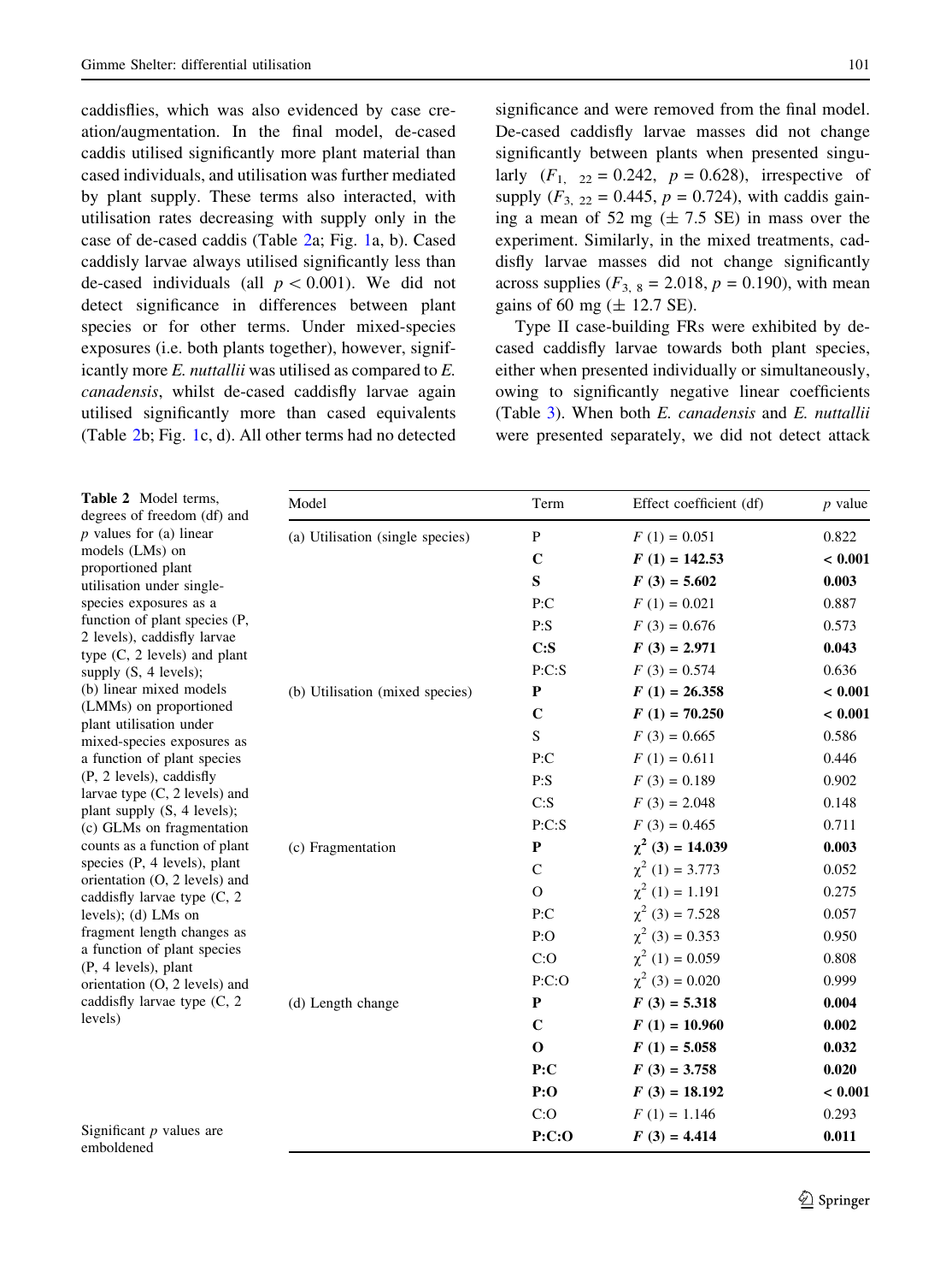caddisflies, which was also evidenced by case creation/augmentation. In the final model, de-cased caddis utilised significantly more plant material than cased individuals, and utilisation was further mediated by plant supply. These terms also interacted, with utilisation rates decreasing with supply only in the case of de-cased caddis (Table 2a; Fig. 1a, b). Cased caddisly larvae always utilised significantly less than de-cased individuals (all $p < 0.001$). We did not detect significance in differences between plant species or for other terms. Under mixed-species exposures (i.e. both plants together), however, significantly more *E. nuttallii* was utilised as compared to *E. canadensis*, whilst de-cased caddisfly larvae again utilised significantly more than cased equivalents (Table 2b; Fig. 1c, d). All other terms had no detected significance and were removed from the final model. De-cased caddisfly larvae masses did not change significantly between plants when presented singularly ($F_{1,\ 22} = 0.242$, $p = 0.628$), irrespective of supply ($F_{3,\ 22} = 0.445$, $p = 0.724$), with caddis gaining a mean of 52 mg ($\pm$ 7.5 SE) in mass over the experiment. Similarly, in the mixed treatments, caddisfly larvae masses did not change significantly across supplies ($F_{3,\ 8} = 2.018$, $p = 0.190$), with mean gains of 60 mg ($\pm$ 12.7 SE).

Type II case-building FRs were exhibited by de-cased caddisfly larvae towards both plant species, either when presented individually or simultaneously, owing to significantly negative linear coefficients (Table 3). When both *E. canadensis* and *E. nuttallii* were presented separately, we did not detect attack

**Table 2** Model terms, degrees of freedom (df) and *p* values for (a) linear models (LMs) on proportioned plant utilisation under single-species exposures as a function of plant species (P, 2 levels), caddisfly larvae type (C, 2 levels) and plant supply (S, 4 levels); (b) linear mixed models (LMMs) on proportioned plant utilisation under mixed-species exposures as a function of plant species (P, 2 levels), caddisfly larvae type (C, 2 levels) and plant supply (S, 4 levels); (c) GLMs on fragmentation counts as a function of plant species (P, 4 levels), plant orientation (O, 2 levels) and caddisfly larvae type (C, 2 levels); (d) LMs on fragment length changes as a function of plant species (P, 4 levels), plant orientation (O, 2 levels) and caddisfly larvae type (C, 2 levels)

| Model | Term | Effect coefficient (df) | *p* value |
|---|---|---|---|
| (a) Utilisation (single species) | P | $F$ (1) = 0.051 | 0.822 |
| | **C** | **$F$ (1) = 142.53** | **< 0.001** |
| | **S** | **$F$ (3) = 5.602** | **0.003** |
| | P:C | $F$ (1) = 0.021 | 0.887 |
| | P:S | $F$ (3) = 0.676 | 0.573 |
| | **C:S** | **$F$ (3) = 2.971** | **0.043** |
| | P:C:S | $F$ (3) = 0.574 | 0.636 |
| (b) Utilisation (mixed species) | **P** | **$F$ (1) = 26.358** | **< 0.001** |
| | **C** | **$F$ (1) = 70.250** | **< 0.001** |
| | S | $F$ (3) = 0.665 | 0.586 |
| | P:C | $F$ (1) = 0.611 | 0.446 |
| | P:S | $F$ (3) = 0.189 | 0.902 |
| | C:S | $F$ (3) = 2.048 | 0.148 |
| | P:C:S | $F$ (3) = 0.465 | 0.711 |
| (c) Fragmentation | **P** | **$\chi^2$ (3) = 14.039** | **0.003** |
| | C | $\chi^2$ (1) = 3.773 | 0.052 |
| | O | $\chi^2$ (1) = 1.191 | 0.275 |
| | P:C | $\chi^2$ (3) = 7.528 | 0.057 |
| | P:O | $\chi^2$ (3) = 0.353 | 0.950 |
| | C:O | $\chi^2$ (1) = 0.059 | 0.808 |
| | P:C:O | $\chi^2$ (3) = 0.020 | 0.999 |
| (d) Length change | **P** | **$F$ (3) = 5.318** | **0.004** |
| | **C** | **$F$ (1) = 10.960** | **0.002** |
| | **O** | **$F$ (1) = 5.058** | **0.032** |
| | **P:C** | **$F$ (3) = 3.758** | **0.020** |
| | **P:O** | **$F$ (3) = 18.192** | **< 0.001** |
| | C:O | $F$ (1) = 1.146 | 0.293 |
| | **P:C:O** | **$F$ (3) = 4.414** | **0.011** |

Significant *p* values are emboldened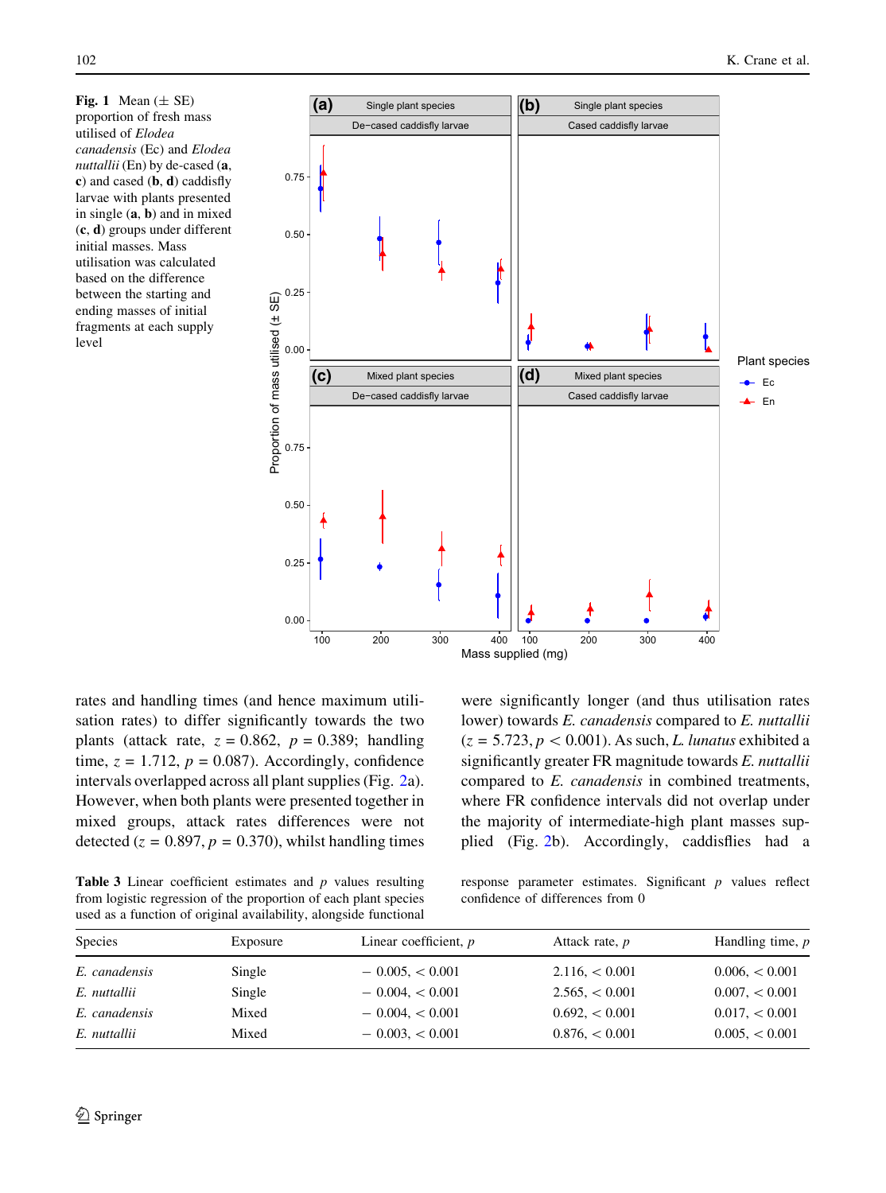**Fig. 1** Mean (± SE) proportion of fresh mass utilised of *Elodea canadensis* (Ec) and *Elodea nuttallii* (En) by de-cased (**a**, **c**) and cased (**b**, **d**) caddisfly larvae with plants presented in single (**a**, **b**) and in mixed (**c**, **d**) groups under different initial masses. Mass utilisation was calculated based on the difference between the starting and ending masses of initial fragments at each supply level

rates and handling times (and hence maximum utilisation rates) to differ significantly towards the two plants (attack rate, $z = 0.862$, $p = 0.389$; handling time, $z = 1.712$, $p = 0.087$). Accordingly, confidence intervals overlapped across all plant supplies (Fig. 2a). However, when both plants were presented together in mixed groups, attack rates differences were not detected ($z = 0.897$, $p = 0.370$), whilst handling times were significantly longer (and thus utilisation rates lower) towards *E. canadensis* compared to *E. nuttallii* ($z = 5.723$, $p < 0.001$). As such, *L. lunatus* exhibited a significantly greater FR magnitude towards *E. nuttallii* compared to *E. canadensis* in combined treatments, where FR confidence intervals did not overlap under the majority of intermediate-high plant masses supplied (Fig. 2b). Accordingly, caddisflies had a

**Table 3** Linear coefficient estimates and *p* values resulting from logistic regression of the proportion of each plant species used as a function of original availability, alongside functional response parameter estimates. Significant *p* values reflect confidence of differences from 0

| Species | Exposure | Linear coefficient, *p* | Attack rate, *p* | Handling time, *p* |
|---|---|---|---|---|
| *E. canadensis* | Single | − 0.005, < 0.001 | 2.116, < 0.001 | 0.006, < 0.001 |
| *E. nuttallii* | Single | − 0.004, < 0.001 | 2.565, < 0.001 | 0.007, < 0.001 |
| *E. canadensis* | Mixed | − 0.004, < 0.001 | 0.692, < 0.001 | 0.017, < 0.001 |
| *E. nuttallii* | Mixed | − 0.003, < 0.001 | 0.876, < 0.001 | 0.005, < 0.001 |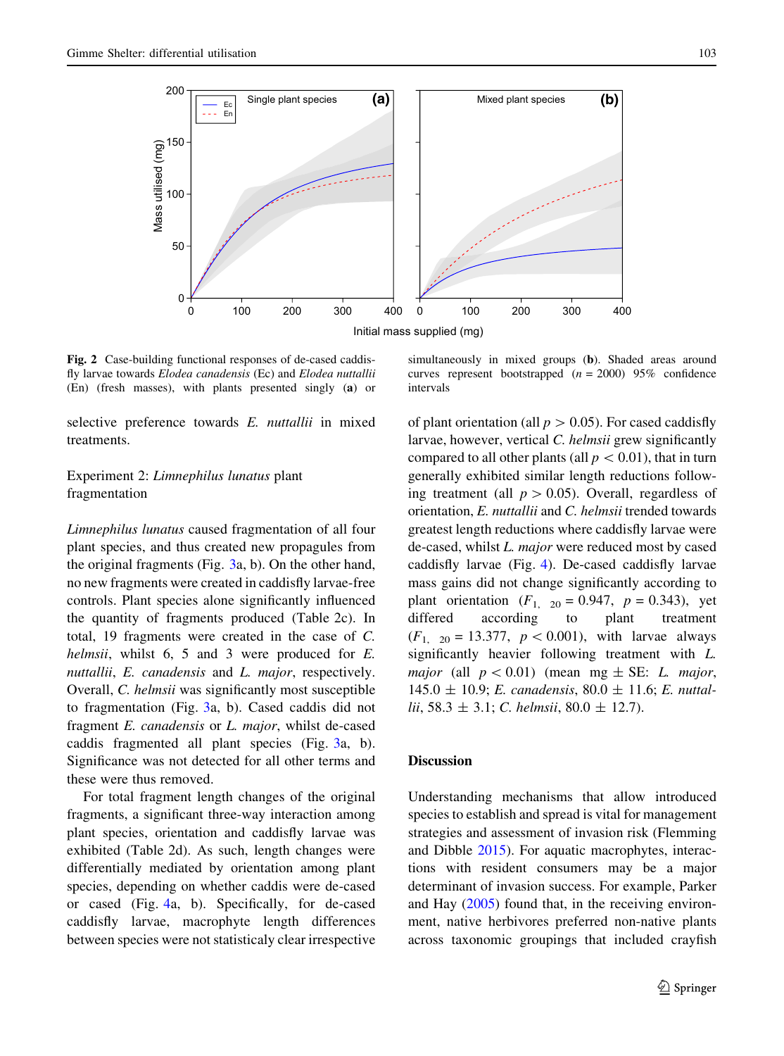**Fig. 2** Case-building functional responses of de-cased caddisfly larvae towards *Elodea canadensis* (Ec) and *Elodea nuttallii* (En) (fresh masses), with plants presented singly (**a**) or simultaneously in mixed groups (**b**). Shaded areas around curves represent bootstrapped ($n = 2000$) 95% confidence intervals

selective preference towards *E. nuttallii* in mixed treatments.

### Experiment 2: *Limnephilus lunatus* plant fragmentation

*Limnephilus lunatus* caused fragmentation of all four plant species, and thus created new propagules from the original fragments (Fig. 3a, b). On the other hand, no new fragments were created in caddisfly larvae-free controls. Plant species alone significantly influenced the quantity of fragments produced (Table 2c). In total, 19 fragments were created in the case of *C. helmsii*, whilst 6, 5 and 3 were produced for *E. nuttallii*, *E. canadensis* and *L. major*, respectively. Overall, *C. helmsii* was significantly most susceptible to fragmentation (Fig. 3a, b). Cased caddis did not fragment *E. canadensis* or *L. major*, whilst de-cased caddis fragmented all plant species (Fig. 3a, b). Significance was not detected for all other terms and these were thus removed.

For total fragment length changes of the original fragments, a significant three-way interaction among plant species, orientation and caddisfly larvae was exhibited (Table 2d). As such, length changes were differentially mediated by orientation among plant species, depending on whether caddis were de-cased or cased (Fig. 4a, b). Specifically, for de-cased caddisfly larvae, macrophyte length differences between species were not statisticaly clear irrespective of plant orientation (all $p > 0.05$). For cased caddisfly larvae, however, vertical *C. helmsii* grew significantly compared to all other plants (all $p < 0.01$), that in turn generally exhibited similar length reductions following treatment (all $p > 0.05$). Overall, regardless of orientation, *E. nuttallii* and *C. helmsii* trended towards greatest length reductions where caddisfly larvae were de-cased, whilst *L. major* were reduced most by cased caddisfly larvae (Fig. 4). De-cased caddisfly larvae mass gains did not change significantly according to plant orientation ($F_{1,\ 20} = 0.947$, $p = 0.343$), yet differed according to plant treatment ($F_{1,\ 20} = 13.377$, $p < 0.001$), with larvae always significantly heavier following treatment with *L. major* (all $p < 0.01$) (mean mg ± SE: *L. major*, 145.0 ± 10.9; *E. canadensis*, 80.0 ± 11.6; *E. nuttallii*, 58.3 ± 3.1; *C. helmsii*, 80.0 ± 12.7).

## Discussion

Understanding mechanisms that allow introduced species to establish and spread is vital for management strategies and assessment of invasion risk (Flemming and Dibble 2015). For aquatic macrophytes, interactions with resident consumers may be a major determinant of invasion success. For example, Parker and Hay (2005) found that, in the receiving environment, native herbivores preferred non-native plants across taxonomic groupings that included crayfish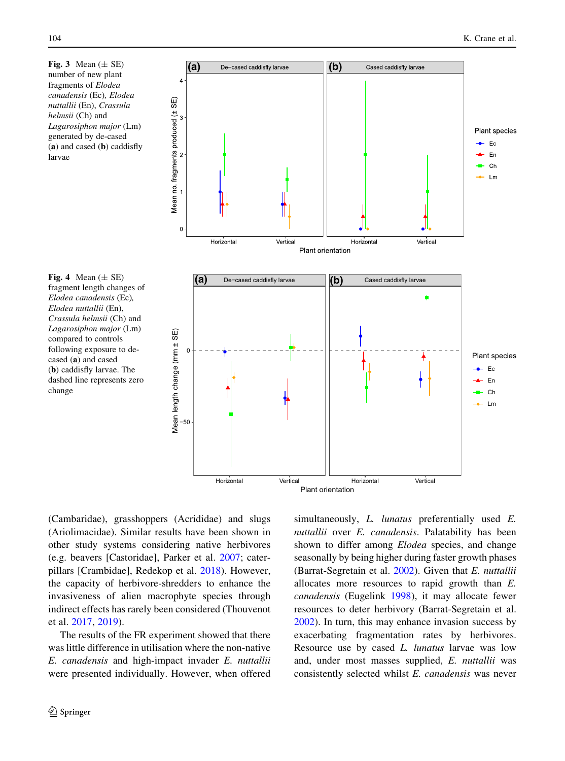**Fig. 3** Mean (± SE) number of new plant fragments of *Elodea canadensis* (Ec), *Elodea nuttallii* (En), *Crassula helmsii* (Ch) and *Lagarosiphon major* (Lm) generated by de-cased (**a**) and cased (**b**) caddisfly larvae

**Fig. 4** Mean (± SE) fragment length changes of *Elodea canadensis* (Ec), *Elodea nuttallii* (En), *Crassula helmsii* (Ch) and *Lagarosiphon major* (Lm) compared to controls following exposure to de-cased (**a**) and cased (**b**) caddisfly larvae. The dashed line represents zero change

(Cambaridae), grasshoppers (Acrididae) and slugs (Ariolimacidae). Similar results have been shown in other study systems considering native herbivores (e.g. beavers [Castoridae], Parker et al. 2007; caterpillars [Crambidae], Redekop et al. 2018). However, the capacity of herbivore-shredders to enhance the invasiveness of alien macrophyte species through indirect effects has rarely been considered (Thouvenot et al. 2017, 2019).

The results of the FR experiment showed that there was little difference in utilisation where the non-native *E. canadensis* and high-impact invader *E. nuttallii* were presented individually. However, when offered simultaneously, *L. lunatus* preferentially used *E. nuttallii* over *E. canadensis*. Palatability has been shown to differ among *Elodea* species, and change seasonally by being higher during faster growth phases (Barrat-Segretain et al. 2002). Given that *E. nuttallii* allocates more resources to rapid growth than *E. canadensis* (Eugelink 1998), it may allocate fewer resources to deter herbivory (Barrat-Segretain et al. 2002). In turn, this may enhance invasion success by exacerbating fragmentation rates by herbivores. Resource use by cased *L. lunatus* larvae was low and, under most masses supplied, *E. nuttallii* was consistently selected whilst *E. canadensis* was never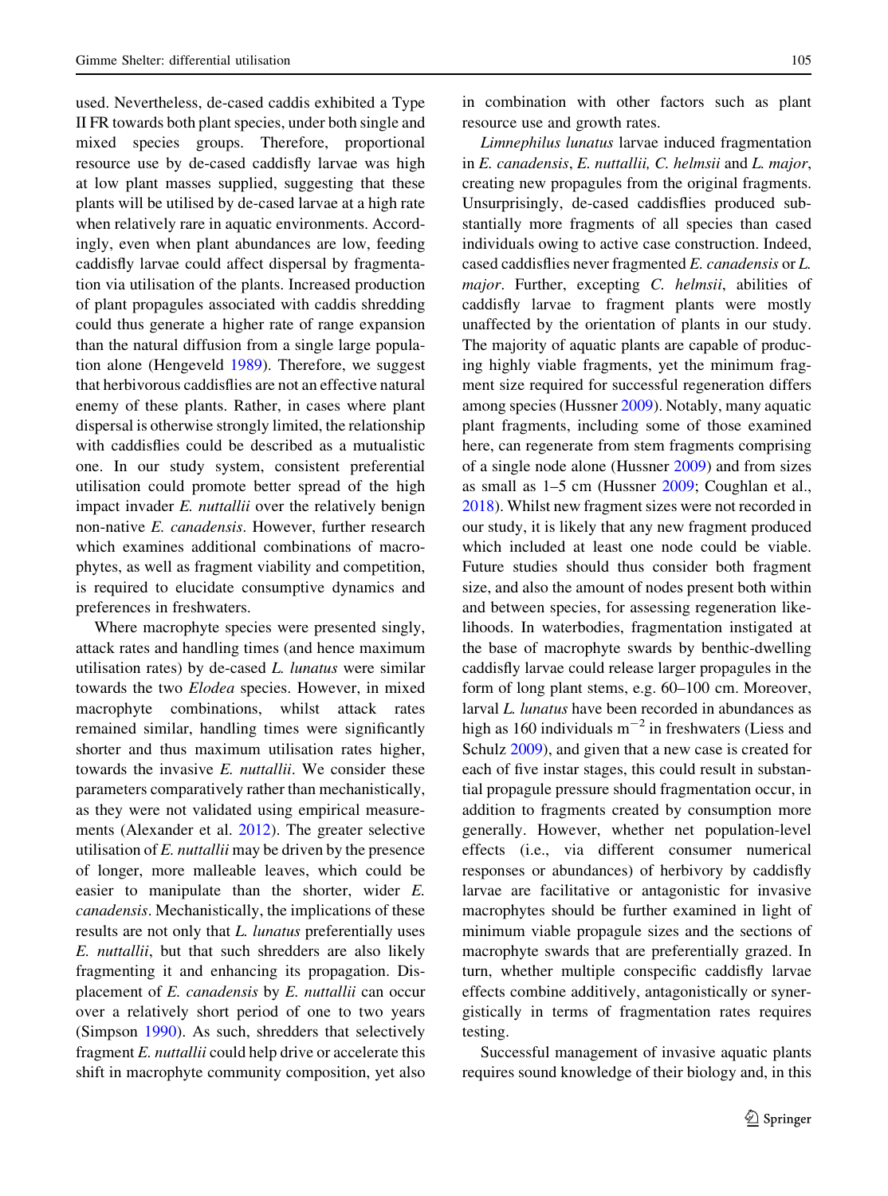used. Nevertheless, de-cased caddis exhibited a Type II FR towards both plant species, under both single and mixed species groups. Therefore, proportional resource use by de-cased caddisfly larvae was high at low plant masses supplied, suggesting that these plants will be utilised by de-cased larvae at a high rate when relatively rare in aquatic environments. Accordingly, even when plant abundances are low, feeding caddisfly larvae could affect dispersal by fragmentation via utilisation of the plants. Increased production of plant propagules associated with caddis shredding could thus generate a higher rate of range expansion than the natural diffusion from a single large population alone (Hengeveld 1989). Therefore, we suggest that herbivorous caddisflies are not an effective natural enemy of these plants. Rather, in cases where plant dispersal is otherwise strongly limited, the relationship with caddisflies could be described as a mutualistic one. In our study system, consistent preferential utilisation could promote better spread of the high impact invader *E. nuttallii* over the relatively benign non-native *E. canadensis*. However, further research which examines additional combinations of macrophytes, as well as fragment viability and competition, is required to elucidate consumptive dynamics and preferences in freshwaters.

Where macrophyte species were presented singly, attack rates and handling times (and hence maximum utilisation rates) by de-cased *L. lunatus* were similar towards the two *Elodea* species. However, in mixed macrophyte combinations, whilst attack rates remained similar, handling times were significantly shorter and thus maximum utilisation rates higher, towards the invasive *E. nuttallii*. We consider these parameters comparatively rather than mechanistically, as they were not validated using empirical measurements (Alexander et al. 2012). The greater selective utilisation of *E. nuttallii* may be driven by the presence of longer, more malleable leaves, which could be easier to manipulate than the shorter, wider *E. canadensis*. Mechanistically, the implications of these results are not only that *L. lunatus* preferentially uses *E. nuttallii*, but that such shredders are also likely fragmenting it and enhancing its propagation. Displacement of *E. canadensis* by *E. nuttallii* can occur over a relatively short period of one to two years (Simpson 1990). As such, shredders that selectively fragment *E. nuttallii* could help drive or accelerate this shift in macrophyte community composition, yet also in combination with other factors such as plant resource use and growth rates.

*Limnephilus lunatus* larvae induced fragmentation in *E. canadensis*, *E. nuttallii, C. helmsii* and *L. major*, creating new propagules from the original fragments. Unsurprisingly, de-cased caddisflies produced substantially more fragments of all species than cased individuals owing to active case construction. Indeed, cased caddisflies never fragmented *E. canadensis* or *L. major*. Further, excepting *C. helmsii*, abilities of caddisfly larvae to fragment plants were mostly unaffected by the orientation of plants in our study. The majority of aquatic plants are capable of producing highly viable fragments, yet the minimum fragment size required for successful regeneration differs among species (Hussner 2009). Notably, many aquatic plant fragments, including some of those examined here, can regenerate from stem fragments comprising of a single node alone (Hussner 2009) and from sizes as small as 1–5 cm (Hussner 2009; Coughlan et al., 2018). Whilst new fragment sizes were not recorded in our study, it is likely that any new fragment produced which included at least one node could be viable. Future studies should thus consider both fragment size, and also the amount of nodes present both within and between species, for assessing regeneration likelihoods. In waterbodies, fragmentation instigated at the base of macrophyte swards by benthic-dwelling caddisfly larvae could release larger propagules in the form of long plant stems, e.g. 60–100 cm. Moreover, larval *L. lunatus* have been recorded in abundances as high as 160 individuals $m^{-2}$ in freshwaters (Liess and Schulz 2009), and given that a new case is created for each of five instar stages, this could result in substantial propagule pressure should fragmentation occur, in addition to fragments created by consumption more generally. However, whether net population-level effects (i.e., via different consumer numerical responses or abundances) of herbivory by caddisfly larvae are facilitative or antagonistic for invasive macrophytes should be further examined in light of minimum viable propagule sizes and the sections of macrophyte swards that are preferentially grazed. In turn, whether multiple conspecific caddisfly larvae effects combine additively, antagonistically or synergistically in terms of fragmentation rates requires testing.

Successful management of invasive aquatic plants requires sound knowledge of their biology and, in this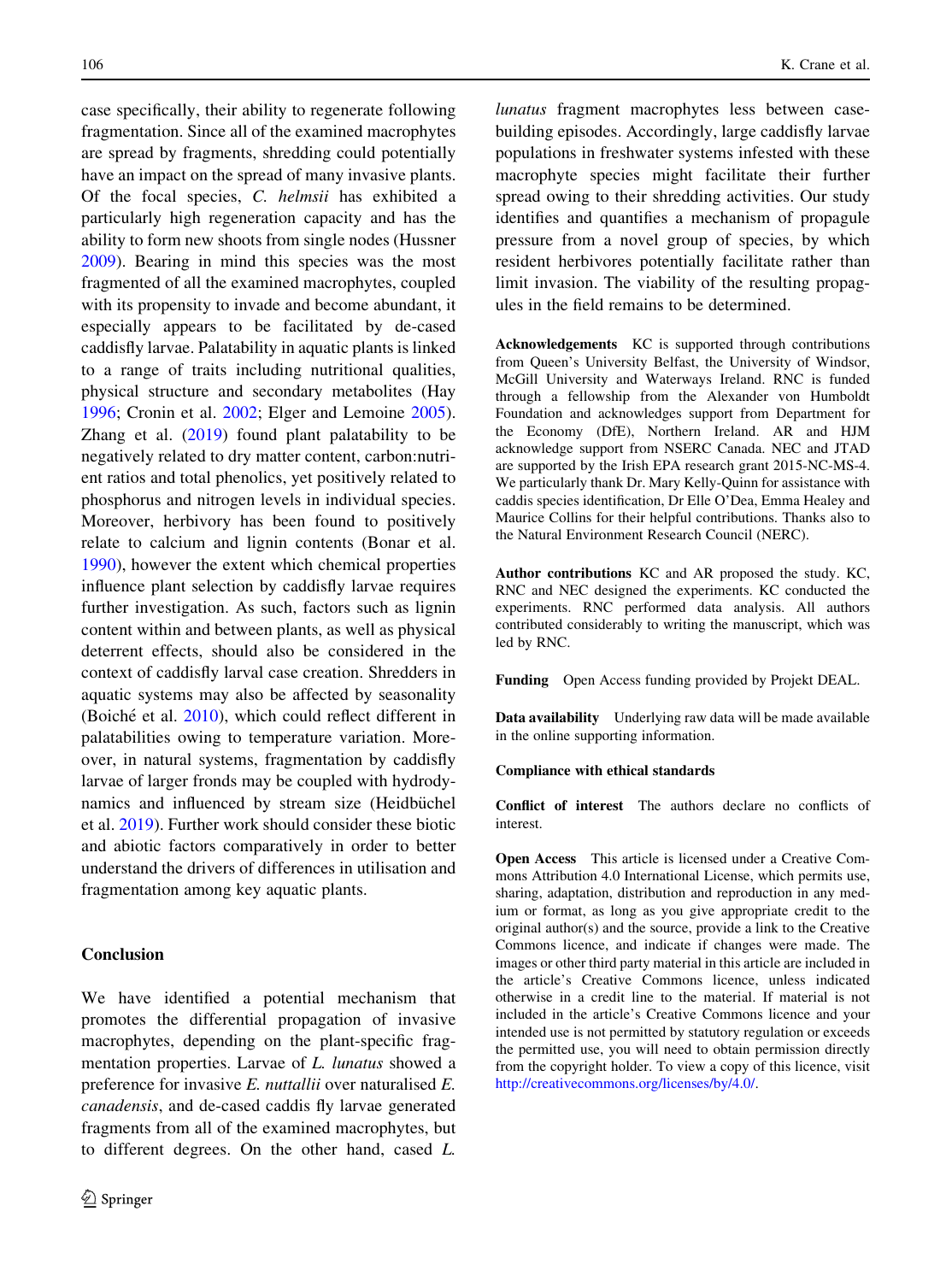case specifically, their ability to regenerate following fragmentation. Since all of the examined macrophytes are spread by fragments, shredding could potentially have an impact on the spread of many invasive plants. Of the focal species, *C. helmsii* has exhibited a particularly high regeneration capacity and has the ability to form new shoots from single nodes (Hussner 2009). Bearing in mind this species was the most fragmented of all the examined macrophytes, coupled with its propensity to invade and become abundant, it especially appears to be facilitated by de-cased caddisfly larvae. Palatability in aquatic plants is linked to a range of traits including nutritional qualities, physical structure and secondary metabolites (Hay 1996; Cronin et al. 2002; Elger and Lemoine 2005). Zhang et al. (2019) found plant palatability to be negatively related to dry matter content, carbon:nutrient ratios and total phenolics, yet positively related to phosphorus and nitrogen levels in individual species. Moreover, herbivory has been found to positively relate to calcium and lignin contents (Bonar et al. 1990), however the extent which chemical properties influence plant selection by caddisfly larvae requires further investigation. As such, factors such as lignin content within and between plants, as well as physical deterrent effects, should also be considered in the context of caddisfly larval case creation. Shredders in aquatic systems may also be affected by seasonality (Boiché et al. 2010), which could reflect different in palatabilities owing to temperature variation. Moreover, in natural systems, fragmentation by caddisfly larvae of larger fronds may be coupled with hydrodynamics and influenced by stream size (Heidbüchel et al. 2019). Further work should consider these biotic and abiotic factors comparatively in order to better understand the drivers of differences in utilisation and fragmentation among key aquatic plants.

## Conclusion

We have identified a potential mechanism that promotes the differential propagation of invasive macrophytes, depending on the plant-specific fragmentation properties. Larvae of *L. lunatus* showed a preference for invasive *E. nuttallii* over naturalised *E. canadensis*, and de-cased caddis fly larvae generated fragments from all of the examined macrophytes, but to different degrees. On the other hand, cased *L. lunatus* fragment macrophytes less between case-building episodes. Accordingly, large caddisfly larvae populations in freshwater systems infested with these macrophyte species might facilitate their further spread owing to their shredding activities. Our study identifies and quantifies a mechanism of propagule pressure from a novel group of species, by which resident herbivores potentially facilitate rather than limit invasion. The viability of the resulting propagules in the field remains to be determined.

**Acknowledgements** KC is supported through contributions from Queen's University Belfast, the University of Windsor, McGill University and Waterways Ireland. RNC is funded through a fellowship from the Alexander von Humboldt Foundation and acknowledges support from Department for the Economy (DfE), Northern Ireland. AR and HJM acknowledge support from NSERC Canada. NEC and JTAD are supported by the Irish EPA research grant 2015-NC-MS-4. We particularly thank Dr. Mary Kelly-Quinn for assistance with caddis species identification, Dr Elle O'Dea, Emma Healey and Maurice Collins for their helpful contributions. Thanks also to the Natural Environment Research Council (NERC).

**Author contributions** KC and AR proposed the study. KC, RNC and NEC designed the experiments. KC conducted the experiments. RNC performed data analysis. All authors contributed considerably to writing the manuscript, which was led by RNC.

**Funding** Open Access funding provided by Projekt DEAL.

**Data availability** Underlying raw data will be made available in the online supporting information.

**Compliance with ethical standards**

**Conflict of interest** The authors declare no conflicts of interest.

**Open Access** This article is licensed under a Creative Commons Attribution 4.0 International License, which permits use, sharing, adaptation, distribution and reproduction in any medium or format, as long as you give appropriate credit to the original author(s) and the source, provide a link to the Creative Commons licence, and indicate if changes were made. The images or other third party material in this article are included in the article's Creative Commons licence, unless indicated otherwise in a credit line to the material. If material is not included in the article's Creative Commons licence and your intended use is not permitted by statutory regulation or exceeds the permitted use, you will need to obtain permission directly from the copyright holder. To view a copy of this licence, visit http://creativecommons.org/licenses/by/4.0/.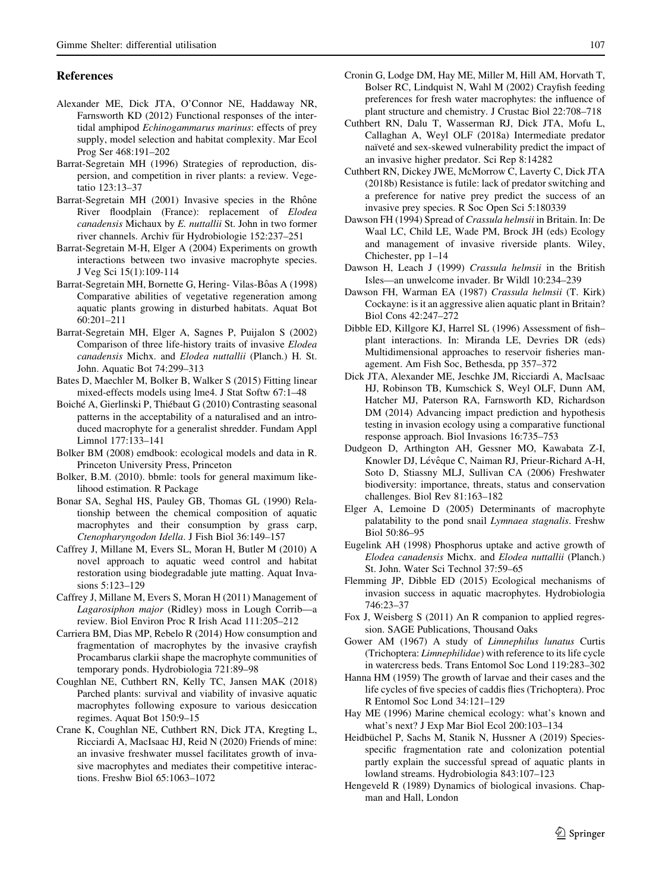## References

Alexander ME, Dick JTA, O'Connor NE, Haddaway NR, Farnsworth KD (2012) Functional responses of the intertidal amphipod *Echinogammarus marinus*: effects of prey supply, model selection and habitat complexity. Mar Ecol Prog Ser 468:191–202

Barrat-Segretain MH (1996) Strategies of reproduction, dispersion, and competition in river plants: a review. Vegetatio 123:13–37

Barrat-Segretain MH (2001) Invasive species in the Rhône River floodplain (France): replacement of *Elodea canadensis* Michaux by *E. nuttallii* St. John in two former river channels. Archiv für Hydrobiologie 152:237–251

Barrat-Segretain M-H, Elger A (2004) Experiments on growth interactions between two invasive macrophyte species. J Veg Sci 15(1):109-114

Barrat-Segretain MH, Bornette G, Hering- Vilas-Bôas A (1998) Comparative abilities of vegetative regeneration among aquatic plants growing in disturbed habitats. Aquat Bot 60:201–211

Barrat-Segretain MH, Elger A, Sagnes P, Puijalon S (2002) Comparison of three life-history traits of invasive *Elodea canadensis* Michx. and *Elodea nuttallii* (Planch.) H. St. John. Aquatic Bot 74:299–313

Bates D, Maechler M, Bolker B, Walker S (2015) Fitting linear mixed-effects models using lme4. J Stat Softw 67:1–48

Boiché A, Gierlinski P, Thiébaut G (2010) Contrasting seasonal patterns in the acceptability of a naturalised and an introduced macrophyte for a generalist shredder. Fundam Appl Limnol 177:133–141

Bolker BM (2008) emdbook: ecological models and data in R. Princeton University Press, Princeton

Bolker, B.M. (2010). bbmle: tools for general maximum likelihood estimation. R Package

Bonar SA, Seghal HS, Pauley GB, Thomas GL (1990) Relationship between the chemical composition of aquatic macrophytes and their consumption by grass carp, *Ctenopharyngodon Idella*. J Fish Biol 36:149–157

Caffrey J, Millane M, Evers SL, Moran H, Butler M (2010) A novel approach to aquatic weed control and habitat restoration using biodegradable jute matting. Aquat Invasions 5:123–129

Caffrey J, Millane M, Evers S, Moran H (2011) Management of *Lagarosiphon major* (Ridley) moss in Lough Corrib—a review. Biol Environ Proc R Irish Acad 111:205–212

Carriera BM, Dias MP, Rebelo R (2014) How consumption and fragmentation of macrophytes by the invasive crayfish Procambarus clarkii shape the macrophyte communities of temporary ponds. Hydrobiologia 721:89–98

Coughlan NE, Cuthbert RN, Kelly TC, Jansen MAK (2018) Parched plants: survival and viability of invasive aquatic macrophytes following exposure to various desiccation regimes. Aquat Bot 150:9–15

Crane K, Coughlan NE, Cuthbert RN, Dick JTA, Kregting L, Ricciardi A, MacIsaac HJ, Reid N (2020) Friends of mine: an invasive freshwater mussel facilitates growth of invasive macrophytes and mediates their competitive interactions. Freshw Biol 65:1063–1072

Cronin G, Lodge DM, Hay ME, Miller M, Hill AM, Horvath T, Bolser RC, Lindquist N, Wahl M (2002) Crayfish feeding preferences for fresh water macrophytes: the influence of plant structure and chemistry. J Crustac Biol 22:708–718

Cuthbert RN, Dalu T, Wasserman RJ, Dick JTA, Mofu L, Callaghan A, Weyl OLF (2018a) Intermediate predator naïveté and sex-skewed vulnerability predict the impact of an invasive higher predator. Sci Rep 8:14282

Cuthbert RN, Dickey JWE, McMorrow C, Laverty C, Dick JTA (2018b) Resistance is futile: lack of predator switching and a preference for native prey predict the success of an invasive prey species. R Soc Open Sci 5:180339

Dawson FH (1994) Spread of *Crassula helmsii* in Britain. In: De Waal LC, Child LE, Wade PM, Brock JH (eds) Ecology and management of invasive riverside plants. Wiley, Chichester, pp 1–14

Dawson H, Leach J (1999) *Crassula helmsii* in the British Isles—an unwelcome invader. Br Wildl 10:234–239

Dawson FH, Warman EA (1987) *Crassula helmsii* (T. Kirk) Cockayne: is it an aggressive alien aquatic plant in Britain? Biol Cons 42:247–272

Dibble ED, Killgore KJ, Harrel SL (1996) Assessment of fish–plant interactions. In: Miranda LE, Devries DR (eds) Multidimensional approaches to reservoir fisheries management. Am Fish Soc, Bethesda, pp 357–372

Dick JTA, Alexander ME, Jeschke JM, Ricciardi A, MacIsaac HJ, Robinson TB, Kumschick S, Weyl OLF, Dunn AM, Hatcher MJ, Paterson RA, Farnsworth KD, Richardson DM (2014) Advancing impact prediction and hypothesis testing in invasion ecology using a comparative functional response approach. Biol Invasions 16:735–753

Dudgeon D, Arthington AH, Gessner MO, Kawabata Z-I, Knowler DJ, Lévêque C, Naiman RJ, Prieur-Richard A-H, Soto D, Stiassny MLJ, Sullivan CA (2006) Freshwater biodiversity: importance, threats, status and conservation challenges. Biol Rev 81:163–182

Elger A, Lemoine D (2005) Determinants of macrophyte palatability to the pond snail *Lymnaea stagnalis*. Freshw Biol 50:86–95

Eugelink AH (1998) Phosphorus uptake and active growth of *Elodea canadensis* Michx. and *Elodea nuttallii* (Planch.) St. John. Water Sci Technol 37:59–65

Flemming JP, Dibble ED (2015) Ecological mechanisms of invasion success in aquatic macrophytes. Hydrobiologia 746:23–37

Fox J, Weisberg S (2011) An R companion to applied regression. SAGE Publications, Thousand Oaks

Gower AM (1967) A study of *Limnephilus lunatus* Curtis (Trichoptera: *Limnephilidae*) with reference to its life cycle in watercress beds. Trans Entomol Soc Lond 119:283–302

Hanna HM (1959) The growth of larvae and their cases and the life cycles of five species of caddis flies (Trichoptera). Proc R Entomol Soc Lond 34:121–129

Hay ME (1996) Marine chemical ecology: what's known and what's next? J Exp Mar Biol Ecol 200:103–134

Heidbüchel P, Sachs M, Stanik N, Hussner A (2019) Species-specific fragmentation rate and colonization potential partly explain the successful spread of aquatic plants in lowland streams. Hydrobiologia 843:107–123

Hengeveld R (1989) Dynamics of biological invasions. Chapman and Hall, London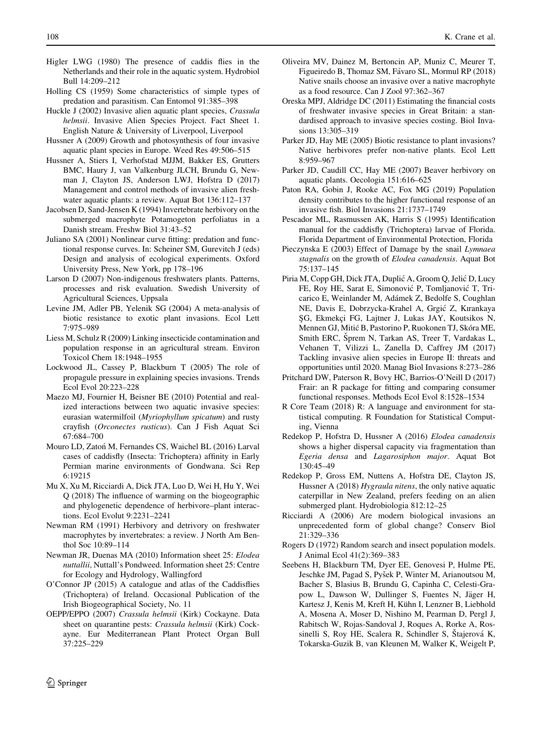Higler LWG (1980) The presence of caddis flies in the Netherlands and their role in the aquatic system. Hydrobiol Bull 14:209–212

Holling CS (1959) Some characteristics of simple types of predation and parasitism. Can Entomol 91:385–398

Huckle J (2002) Invasive alien aquatic plant species, *Crassula helmsii*. Invasive Alien Species Project. Fact Sheet 1. English Nature & University of Liverpool, Liverpool

Hussner A (2009) Growth and photosynthesis of four invasive aquatic plant species in Europe. Weed Res 49:506–515

Hussner A, Stiers I, Verhofstad MJJM, Bakker ES, Grutters BMC, Haury J, van Valkenburg JLCH, Brundu G, Newman J, Clayton JS, Anderson LWJ, Hofstra D (2017) Management and control methods of invasive alien freshwater aquatic plants: a review. Aquat Bot 136:112–137

Jacobsen D, Sand-Jensen K (1994) Invertebrate herbivory on the submerged macrophyte Potamogeton perfoliatus in a Danish stream. Freshw Biol 31:43–52

Juliano SA (2001) Nonlinear curve fitting: predation and functional response curves. In: Scheiner SM, Gurevitch J (eds) Design and analysis of ecological experiments. Oxford University Press, New York, pp 178–196

Larson D (2007) Non-indigenous freshwaters plants. Patterns, processes and risk evaluation. Swedish University of Agricultural Sciences, Uppsala

Levine JM, Adler PB, Yelenik SG (2004) A meta-analysis of biotic resistance to exotic plant invasions. Ecol Lett 7:975–989

Liess M, Schulz R (2009) Linking insecticide contamination and population response in an agricultural stream. Environ Toxicol Chem 18:1948–1955

Lockwood JL, Cassey P, Blackburn T (2005) The role of propagule pressure in explaining species invasions. Trends Ecol Evol 20:223–228

Maezo MJ, Fournier H, Beisner BE (2010) Potential and realized interactions between two aquatic invasive species: eurasian watermilfoil (*Myriophyllum spicatum*) and rusty crayfish (*Orconectes rusticus*). Can J Fish Aquat Sci 67:684–700

Mouro LD, Zatoń M, Fernandes CS, Waichel BL (2016) Larval cases of caddisfly (Insecta: Trichoptera) affinity in Early Permian marine environments of Gondwana. Sci Rep 6:19215

Mu X, Xu M, Ricciardi A, Dick JTA, Luo D, Wei H, Hu Y, Wei Q (2018) The influence of warming on the biogeographic and phylogenetic dependence of herbivore–plant interactions. Ecol Evolut 9:2231–2241

Newman RM (1991) Herbivory and detrivory on freshwater macrophytes by invertebrates: a review. J North Am Benthol Soc 10:89–114

Newman JR, Duenas MA (2010) Information sheet 25: *Elodea nuttallii*, Nuttall's Pondweed. Information sheet 25: Centre for Ecology and Hydrology, Wallingford

O'Connor JP (2015) A catalogue and atlas of the Caddisflies (Trichoptera) of Ireland. Occasional Publication of the Irish Biogeographical Society, No. 11

OEPP/EPPO (2007) *Crassula helmsii* (Kirk) Cockayne. Data sheet on quarantine pests: *Crassula helmsii* (Kirk) Cockayne. Eur Mediterranean Plant Protect Organ Bull 37:225–229

Oliveira MV, Dainez M, Bertoncin AP, Muniz C, Meurer T, Figueiredo B, Thomaz SM, Fávaro SL, Mormul RP (2018) Native snails choose an invasive over a native macrophyte as a food resource. Can J Zool 97:362–367

Oreska MPJ, Aldridge DC (2011) Estimating the financial costs of freshwater invasive species in Great Britain: a standardised approach to invasive species costing. Biol Invasions 13:305–319

Parker JD, Hay ME (2005) Biotic resistance to plant invasions? Native herbivores prefer non-native plants. Ecol Lett 8:959–967

Parker JD, Caudill CC, Hay ME (2007) Beaver herbivory on aquatic plants. Oecologia 151:616–625

Paton RA, Gobin J, Rooke AC, Fox MG (2019) Population density contributes to the higher functional response of an invasive fish. Biol Invasions 21:1737–1749

Pescador ML, Rasmussen AK, Harris S (1995) Identification manual for the caddisfly (Trichoptera) larvae of Florida. Florida Department of Environmental Protection, Florida

Pieczynska E (2003) Effect of Damage by the snail *Lymnaea stagnalis* on the growth of *Elodea canadensis*. Aquat Bot 75:137–145

Piria M, Copp GH, Dick JTA, Duplić A, Groom Q, Jelić D, Lucy FE, Roy HE, Sarat E, Simonović P, Tomljanović T, Tricarico E, Weinlander M, Adámek Z, Bedolfe S, Coughlan NE, Davis E, Dobrzycka-Krahel A, Grgić Z, Kırankaya ŞG, Ekmekçi FG, Lajtner J, Lukas JAY, Koutsikos N, Mennen GJ, Mitić B, Pastorino P, Ruokonen TJ, Skóra ME, Smith ERC, Šprem N, Tarkan AS, Treer T, Vardakas L, Vehanen T, Vilizzi L, Zanella D, Caffrey JM (2017) Tackling invasive alien species in Europe II: threats and opportunities until 2020. Manag Biol Invasions 8:273–286

Pritchard DW, Paterson R, Bovy HC, Barrios-O'Neill D (2017) Frair: an R package for fitting and comparing consumer functional responses. Methods Ecol Evol 8:1528–1534

R Core Team (2018) R: A language and environment for statistical computing. R Foundation for Statistical Computing, Vienna

Redekop P, Hofstra D, Hussner A (2016) *Elodea canadensis* shows a higher dispersal capacity via fragmentation than *Egeria densa* and *Lagarosiphon major*. Aquat Bot 130:45–49

Redekop P, Gross EM, Nuttens A, Hofstra DE, Clayton JS, Hussner A (2018) *Hygraula nitens*, the only native aquatic caterpillar in New Zealand, prefers feeding on an alien submerged plant. Hydrobiologia 812:12–25

Ricciardi A (2006) Are modern biological invasions an unprecedented form of global change? Conserv Biol 21:329–336

Rogers D (1972) Random search and insect population models. J Animal Ecol 41(2):369–383

Seebens H, Blackburn TM, Dyer EE, Genovesi P, Hulme PE, Jeschke JM, Pagad S, Pyšek P, Winter M, Arianoutsou M, Bacher S, Blasius B, Brundu G, Capinha C, Celesti-Grapow L, Dawson W, Dullinger S, Fuentes N, Jäger H, Kartesz J, Kenis M, Kreft H, Kühn I, Lenzner B, Liebhold A, Mosena A, Moser D, Nishino M, Pearman D, Pergl J, Rabitsch W, Rojas-Sandoval J, Roques A, Rorke A, Rossinelli S, Roy HE, Scalera R, Schindler S, Štajerová K, Tokarska-Guzik B, van Kleunen M, Walker K, Weigelt P,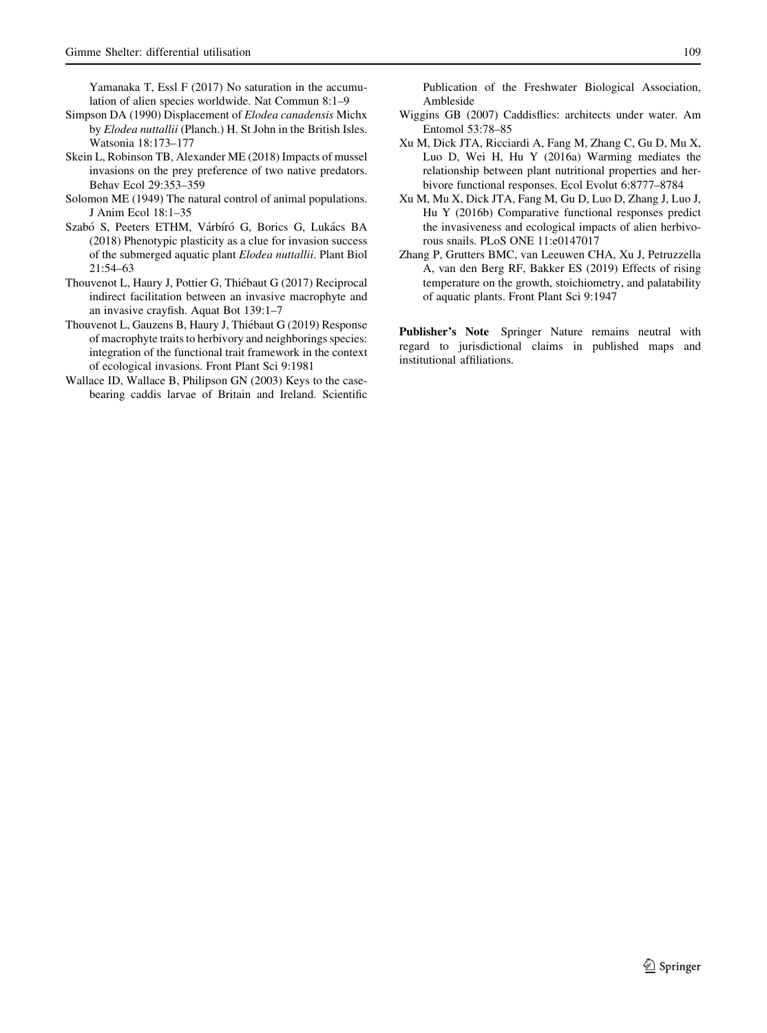Yamanaka T, Essl F (2017) No saturation in the accumulation of alien species worldwide. Nat Commun 8:1–9

Simpson DA (1990) Displacement of *Elodea canadensis* Michx by *Elodea nuttallii* (Planch.) H. St John in the British Isles. Watsonia 18:173–177

Skein L, Robinson TB, Alexander ME (2018) Impacts of mussel invasions on the prey preference of two native predators. Behav Ecol 29:353–359

Solomon ME (1949) The natural control of animal populations. J Anim Ecol 18:1–35

Szabó S, Peeters ETHM, Várbíró G, Borics G, Lukács BA (2018) Phenotypic plasticity as a clue for invasion success of the submerged aquatic plant *Elodea nuttallii*. Plant Biol 21:54–63

Thouvenot L, Haury J, Pottier G, Thiébaut G (2017) Reciprocal indirect facilitation between an invasive macrophyte and an invasive crayfish. Aquat Bot 139:1–7

Thouvenot L, Gauzens B, Haury J, Thiébaut G (2019) Response of macrophyte traits to herbivory and neighborings species: integration of the functional trait framework in the context of ecological invasions. Front Plant Sci 9:1981

Wallace ID, Wallace B, Philipson GN (2003) Keys to the case-bearing caddis larvae of Britain and Ireland. Scientific Publication of the Freshwater Biological Association, Ambleside

Wiggins GB (2007) Caddisflies: architects under water. Am Entomol 53:78–85

Xu M, Dick JTA, Ricciardi A, Fang M, Zhang C, Gu D, Mu X, Luo D, Wei H, Hu Y (2016a) Warming mediates the relationship between plant nutritional properties and herbivore functional responses. Ecol Evolut 6:8777–8784

Xu M, Mu X, Dick JTA, Fang M, Gu D, Luo D, Zhang J, Luo J, Hu Y (2016b) Comparative functional responses predict the invasiveness and ecological impacts of alien herbivorous snails. PLoS ONE 11:e0147017

Zhang P, Grutters BMC, van Leeuwen CHA, Xu J, Petruzzella A, van den Berg RF, Bakker ES (2019) Effects of rising temperature on the growth, stoichiometry, and palatability of aquatic plants. Front Plant Sci 9:1947

**Publisher's Note** Springer Nature remains neutral with regard to jurisdictional claims in published maps and institutional affiliations.